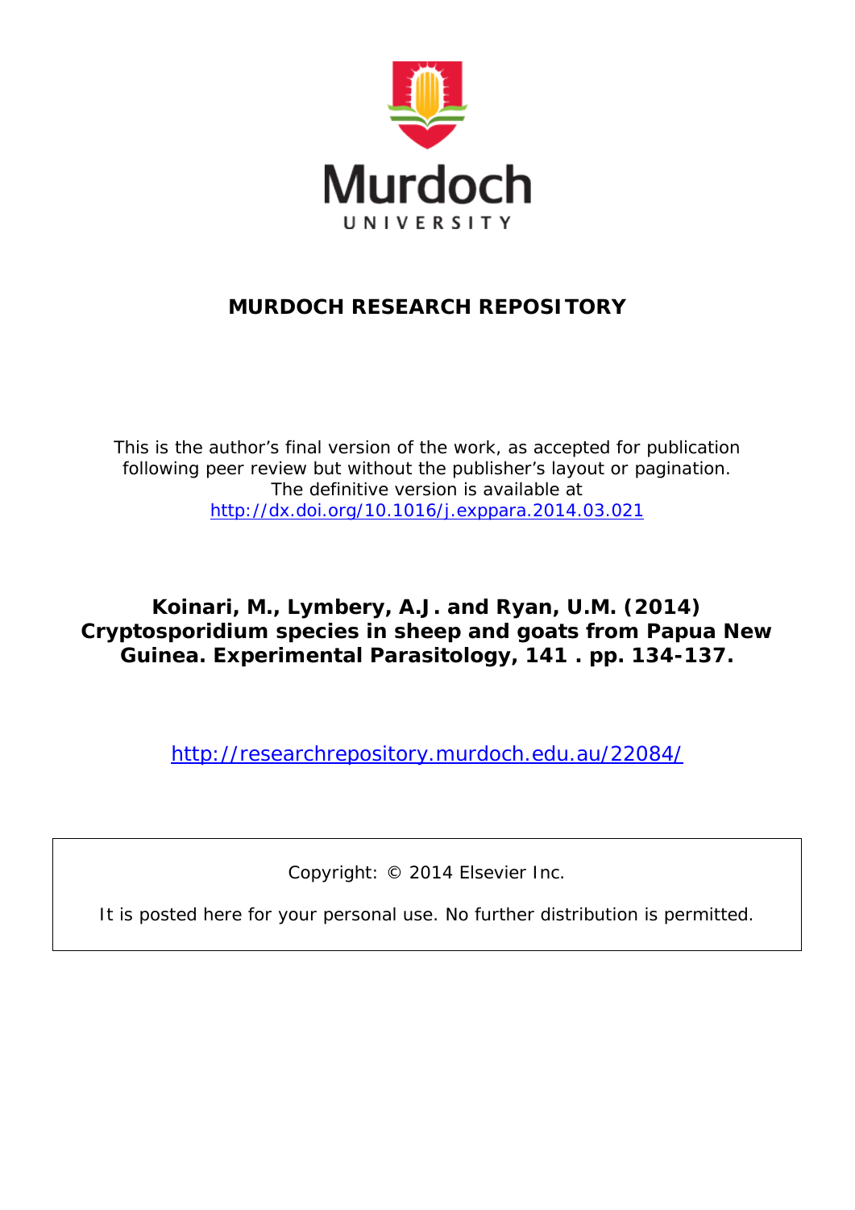Murdoch
UNIVERSITY

# MURDOCH RESEARCH REPOSITORY

This is the author's final version of the work, as accepted for publication following peer review but without the publisher's layout or pagination.
The definitive version is available at
http://dx.doi.org/10.1016/j.exppara.2014.03.021

**Koinari, M., Lymbery, A.J. and Ryan, U.M. (2014) Cryptosporidium species in sheep and goats from Papua New Guinea. Experimental Parasitology, 141 . pp. 134-137.**

http://researchrepository.murdoch.edu.au/22084/

Copyright: © 2014 Elsevier Inc.

It is posted here for your personal use. No further distribution is permitted.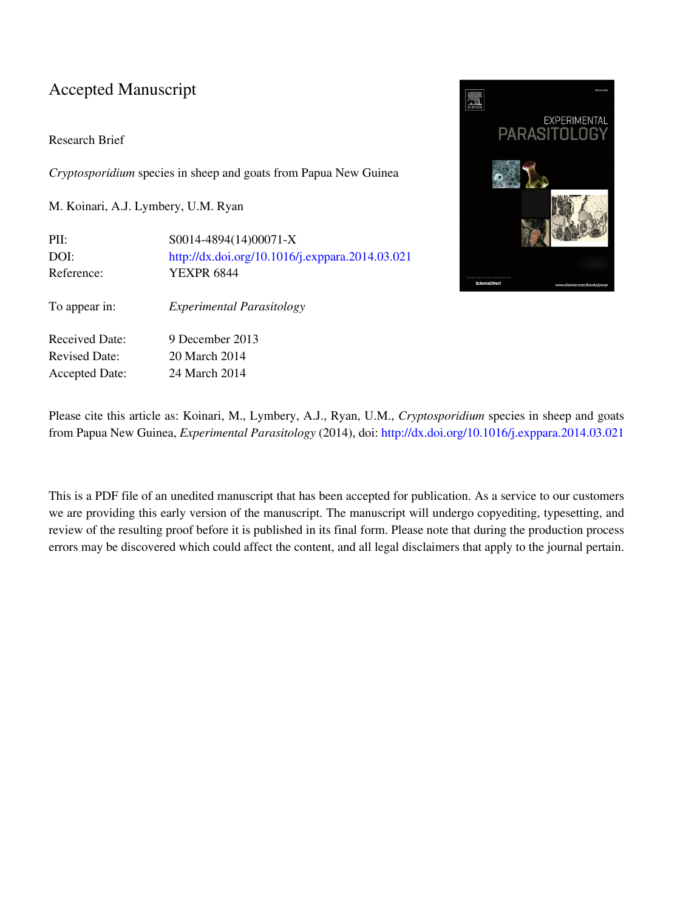Accepted Manuscript

Research Brief

*Cryptosporidium* species in sheep and goats from Papua New Guinea

M. Koinari, A.J. Lymbery, U.M. Ryan

| | |
|---|---|
| PII: | S0014-4894(14)00071-X |
| DOI: | http://dx.doi.org/10.1016/j.exppara.2014.03.021 |
| Reference: | YEXPR 6844 |
| To appear in: | *Experimental Parasitology* |
| Received Date: | 9 December 2013 |
| Revised Date: | 20 March 2014 |
| Accepted Date: | 24 March 2014 |

Please cite this article as: Koinari, M., Lymbery, A.J., Ryan, U.M., *Cryptosporidium* species in sheep and goats from Papua New Guinea, *Experimental Parasitology* (2014), doi: http://dx.doi.org/10.1016/j.exppara.2014.03.021

This is a PDF file of an unedited manuscript that has been accepted for publication. As a service to our customers we are providing this early version of the manuscript. The manuscript will undergo copyediting, typesetting, and review of the resulting proof before it is published in its final form. Please note that during the production process errors may be discovered which could affect the content, and all legal disclaimers that apply to the journal pertain.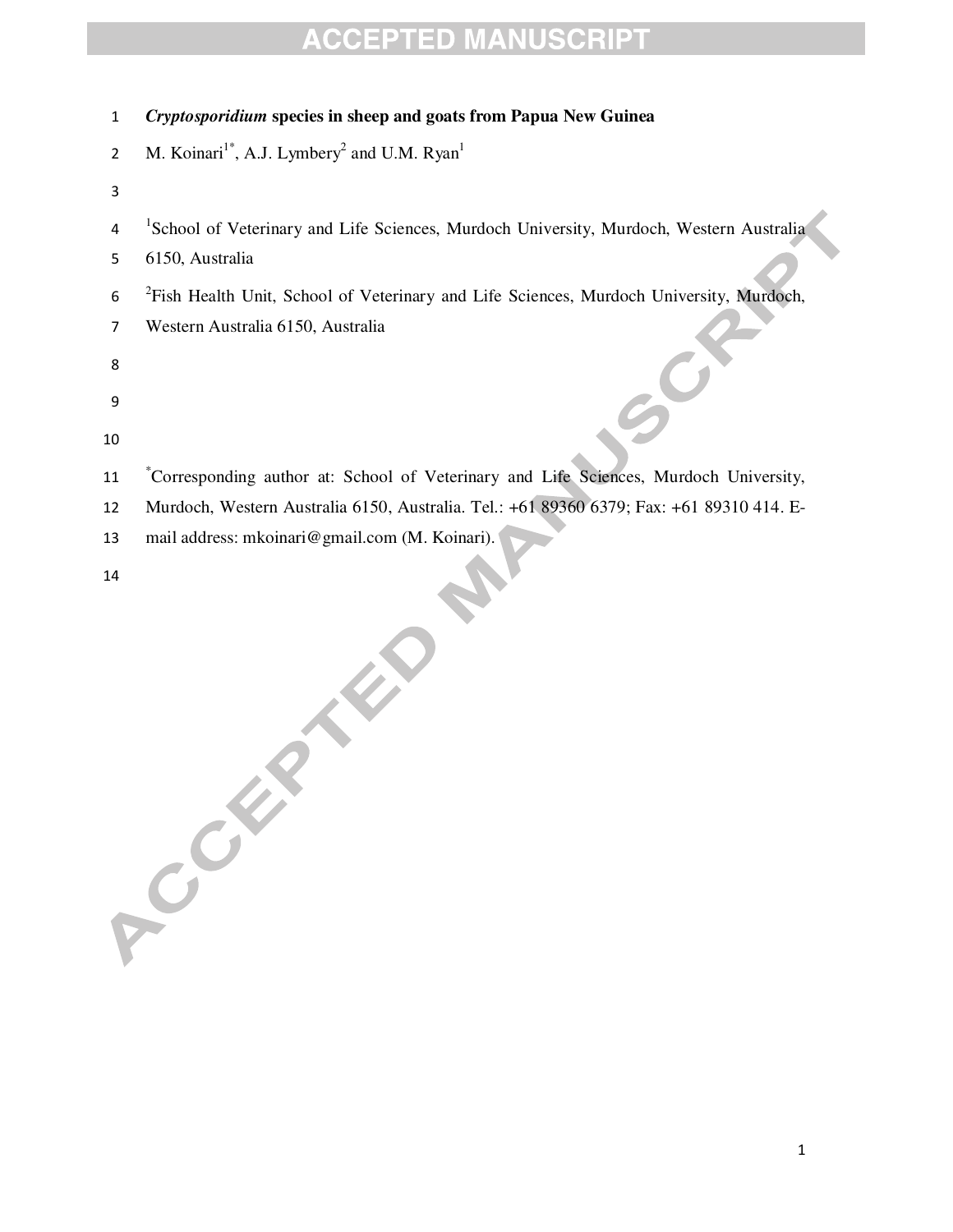# *Cryptosporidium* species in sheep and goats from Papua New Guinea

M. Koinari[1*], A.J. Lymbery[2] and U.M. Ryan[1]

[1]School of Veterinary and Life Sciences, Murdoch University, Murdoch, Western Australia 6150, Australia

[2]Fish Health Unit, School of Veterinary and Life Sciences, Murdoch University, Murdoch, Western Australia 6150, Australia

[*]Corresponding author at: School of Veterinary and Life Sciences, Murdoch University, Murdoch, Western Australia 6150, Australia. Tel.: +61 89360 6379; Fax: +61 89310 414. E-mail address: mkoinari@gmail.com (M. Koinari).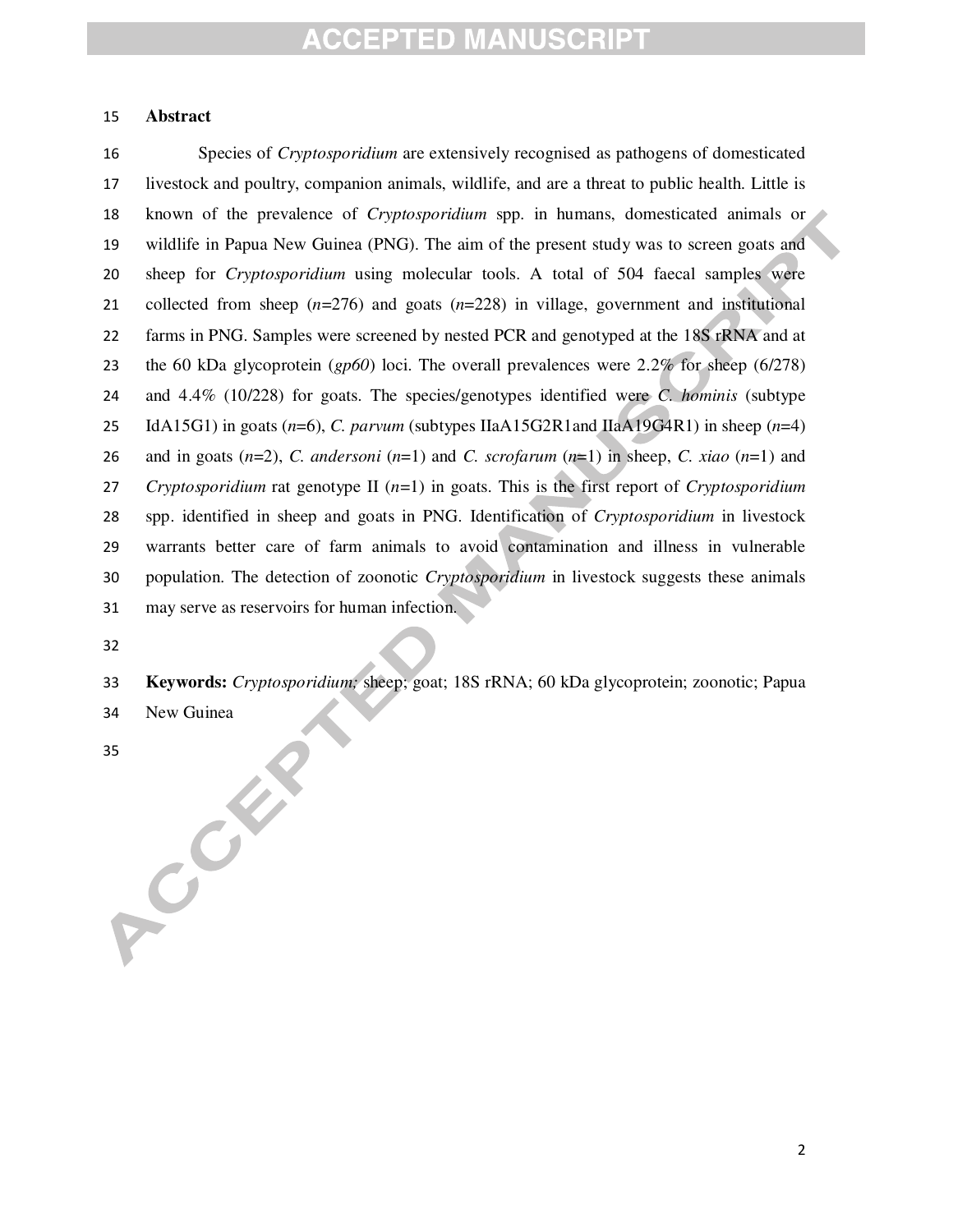## Abstract

Species of *Cryptosporidium* are extensively recognised as pathogens of domesticated livestock and poultry, companion animals, wildlife, and are a threat to public health. Little is known of the prevalence of *Cryptosporidium* spp. in humans, domesticated animals or wildlife in Papua New Guinea (PNG). The aim of the present study was to screen goats and sheep for *Cryptosporidium* using molecular tools. A total of 504 faecal samples were collected from sheep (*n*=276) and goats (*n*=228) in village, government and institutional farms in PNG. Samples were screened by nested PCR and genotyped at the 18S rRNA and at the 60 kDa glycoprotein (*gp60*) loci. The overall prevalences were 2.2% for sheep (6/278) and 4.4% (10/228) for goats. The species/genotypes identified were *C. hominis* (subtype IdA15G1) in goats (*n*=6), *C. parvum* (subtypes IIaA15G2R1and IIaA19G4R1) in sheep (*n*=4) and in goats (*n*=2), *C. andersoni* (*n*=1) and *C. scrofarum* (*n*=1) in sheep, *C. xiao* (*n*=1) and *Cryptosporidium* rat genotype II (*n*=1) in goats. This is the first report of *Cryptosporidium* spp. identified in sheep and goats in PNG. Identification of *Cryptosporidium* in livestock warrants better care of farm animals to avoid contamination and illness in vulnerable population. The detection of zoonotic *Cryptosporidium* in livestock suggests these animals may serve as reservoirs for human infection.

**Keywords:** *Cryptosporidium;* sheep; goat; 18S rRNA; 60 kDa glycoprotein; zoonotic; Papua New Guinea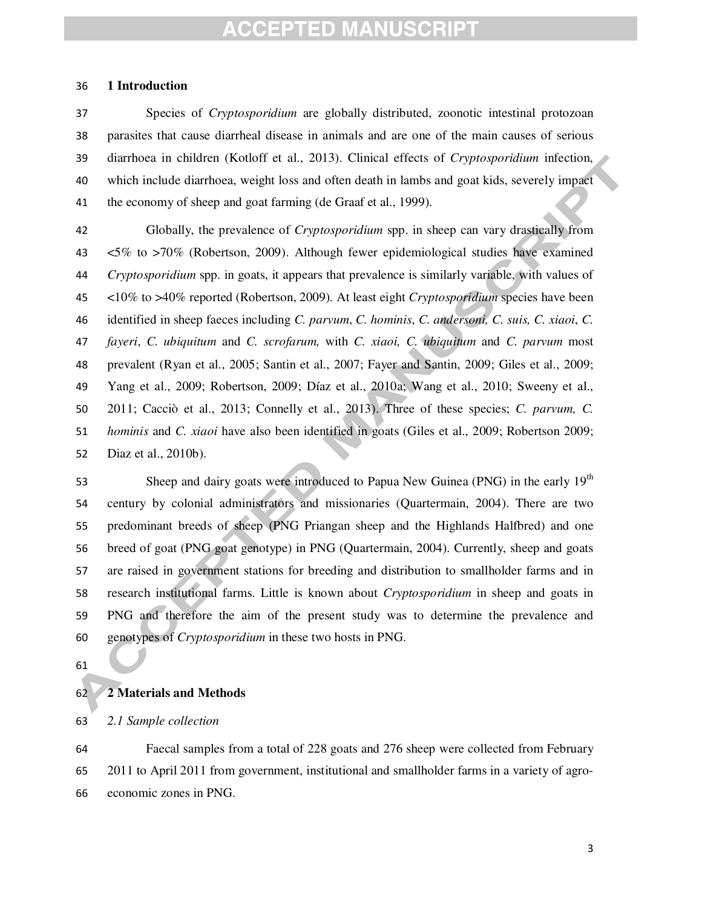## 1 Introduction

Species of *Cryptosporidium* are globally distributed, zoonotic intestinal protozoan parasites that cause diarrheal disease in animals and are one of the main causes of serious diarrhoea in children (Kotloff et al., 2013). Clinical effects of *Cryptosporidium* infection, which include diarrhoea, weight loss and often death in lambs and goat kids, severely impact the economy of sheep and goat farming (de Graaf et al., 1999).

Globally, the prevalence of *Cryptosporidium* spp. in sheep can vary drastically from <5% to >70% (Robertson, 2009). Although fewer epidemiological studies have examined *Cryptosporidium* spp. in goats, it appears that prevalence is similarly variable, with values of <10% to >40% reported (Robertson, 2009). At least eight *Cryptosporidium* species have been identified in sheep faeces including *C. parvum*, *C. hominis*, *C. andersoni, C. suis, C. xiaoi*, *C. fayeri*, *C. ubiquitum* and *C. scrofarum,* with *C. xiaoi, C. ubiquitum* and *C. parvum* most prevalent (Ryan et al., 2005; Santin et al., 2007; Fayer and Santin, 2009; Giles et al., 2009; Yang et al., 2009; Robertson, 2009; Díaz et al., 2010a; Wang et al., 2010; Sweeny et al., 2011; Cacciò et al., 2013; Connelly et al., 2013). Three of these species; *C. parvum, C. hominis* and *C. xiaoi* have also been identified in goats (Giles et al., 2009; Robertson 2009; Diaz et al., 2010b).

Sheep and dairy goats were introduced to Papua New Guinea (PNG) in the early 19$^{th}$ century by colonial administrators and missionaries (Quartermain, 2004). There are two predominant breeds of sheep (PNG Priangan sheep and the Highlands Halfbred) and one breed of goat (PNG goat genotype) in PNG (Quartermain, 2004). Currently, sheep and goats are raised in government stations for breeding and distribution to smallholder farms and in research institutional farms. Little is known about *Cryptosporidium* in sheep and goats in PNG and therefore the aim of the present study was to determine the prevalence and genotypes of *Cryptosporidium* in these two hosts in PNG.

## 2 Materials and Methods

### *2.1 Sample collection*

Faecal samples from a total of 228 goats and 276 sheep were collected from February 2011 to April 2011 from government, institutional and smallholder farms in a variety of agro-economic zones in PNG.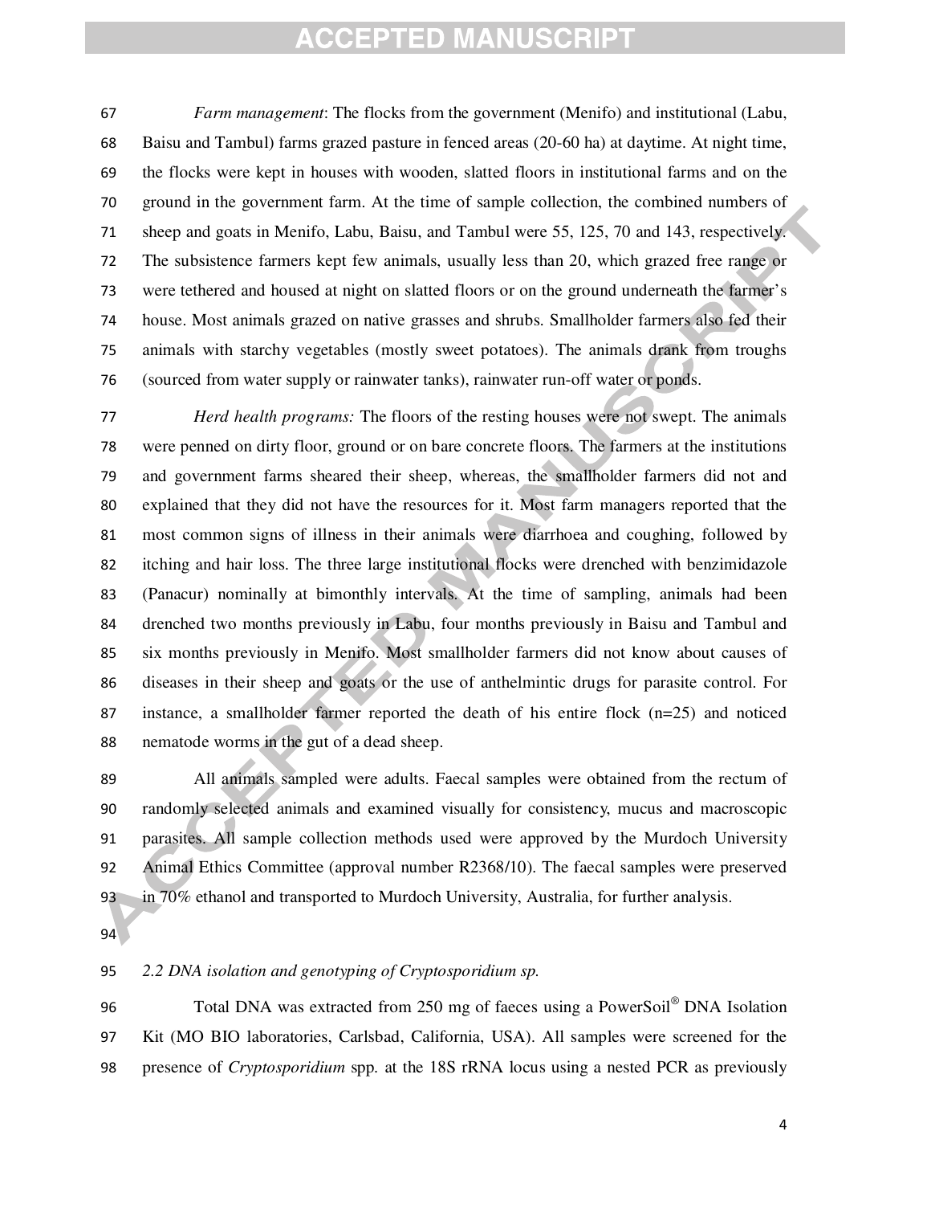*Farm management*: The flocks from the government (Menifo) and institutional (Labu, Baisu and Tambul) farms grazed pasture in fenced areas (20-60 ha) at daytime. At night time, the flocks were kept in houses with wooden, slatted floors in institutional farms and on the ground in the government farm. At the time of sample collection, the combined numbers of sheep and goats in Menifo, Labu, Baisu, and Tambul were 55, 125, 70 and 143, respectively. The subsistence farmers kept few animals, usually less than 20, which grazed free range or were tethered and housed at night on slatted floors or on the ground underneath the farmer's house. Most animals grazed on native grasses and shrubs. Smallholder farmers also fed their animals with starchy vegetables (mostly sweet potatoes). The animals drank from troughs (sourced from water supply or rainwater tanks), rainwater run-off water or ponds.

*Herd health programs:* The floors of the resting houses were not swept. The animals were penned on dirty floor, ground or on bare concrete floors. The farmers at the institutions and government farms sheared their sheep, whereas, the smallholder farmers did not and explained that they did not have the resources for it. Most farm managers reported that the most common signs of illness in their animals were diarrhoea and coughing, followed by itching and hair loss. The three large institutional flocks were drenched with benzimidazole (Panacur) nominally at bimonthly intervals. At the time of sampling, animals had been drenched two months previously in Labu, four months previously in Baisu and Tambul and six months previously in Menifo. Most smallholder farmers did not know about causes of diseases in their sheep and goats or the use of anthelmintic drugs for parasite control. For instance, a smallholder farmer reported the death of his entire flock (n=25) and noticed nematode worms in the gut of a dead sheep.

All animals sampled were adults. Faecal samples were obtained from the rectum of randomly selected animals and examined visually for consistency, mucus and macroscopic parasites. All sample collection methods used were approved by the Murdoch University Animal Ethics Committee (approval number R2368/10). The faecal samples were preserved in 70% ethanol and transported to Murdoch University, Australia, for further analysis.

*2.2 DNA isolation and genotyping of Cryptosporidium sp.*

Total DNA was extracted from 250 mg of faeces using a PowerSoil® DNA Isolation Kit (MO BIO laboratories, Carlsbad, California, USA). All samples were screened for the presence of *Cryptosporidium* spp. at the 18S rRNA locus using a nested PCR as previously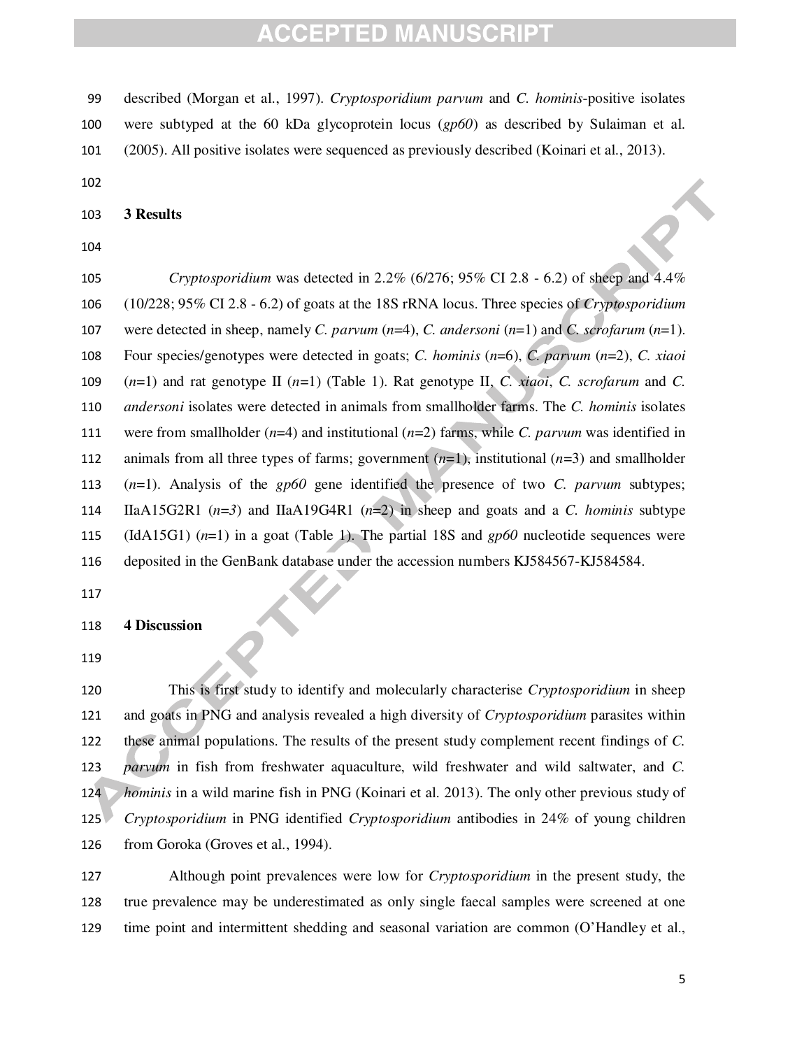described (Morgan et al., 1997). *Cryptosporidium parvum* and *C. hominis*-positive isolates were subtyped at the 60 kDa glycoprotein locus (*gp60*) as described by Sulaiman et al. (2005). All positive isolates were sequenced as previously described (Koinari et al., 2013).

## 3 Results

*Cryptosporidium* was detected in 2.2% (6/276; 95% CI 2.8 - 6.2) of sheep and 4.4% (10/228; 95% CI 2.8 - 6.2) of goats at the 18S rRNA locus. Three species of *Cryptosporidium* were detected in sheep, namely *C. parvum* (*n*=4), *C. andersoni* (*n*=1) and *C. scrofarum* (*n*=1). Four species/genotypes were detected in goats; *C. hominis* (*n*=6), *C. parvum* (*n*=2), *C. xiaoi* (*n*=1) and rat genotype II (*n*=1) (Table 1). Rat genotype II, *C. xiaoi*, *C. scrofarum* and *C. andersoni* isolates were detected in animals from smallholder farms. The *C. hominis* isolates were from smallholder (*n*=4) and institutional (*n*=2) farms, while *C. parvum* was identified in animals from all three types of farms; government (*n*=1), institutional (*n*=3) and smallholder (*n*=1). Analysis of the *gp60* gene identified the presence of two *C. parvum* subtypes; IIaA15G2R1 (*n=3*) and IIaA19G4R1 (*n*=2) in sheep and goats and a *C. hominis* subtype (IdA15G1) (*n*=1) in a goat (Table 1). The partial 18S and *gp60* nucleotide sequences were deposited in the GenBank database under the accession numbers KJ584567-KJ584584.

## 4 Discussion

This is first study to identify and molecularly characterise *Cryptosporidium* in sheep and goats in PNG and analysis revealed a high diversity of *Cryptosporidium* parasites within these animal populations. The results of the present study complement recent findings of *C. parvum* in fish from freshwater aquaculture, wild freshwater and wild saltwater, and *C. hominis* in a wild marine fish in PNG (Koinari et al. 2013). The only other previous study of *Cryptosporidium* in PNG identified *Cryptosporidium* antibodies in 24% of young children from Goroka (Groves et al., 1994).

Although point prevalences were low for *Cryptosporidium* in the present study, the true prevalence may be underestimated as only single faecal samples were screened at one time point and intermittent shedding and seasonal variation are common (O'Handley et al.,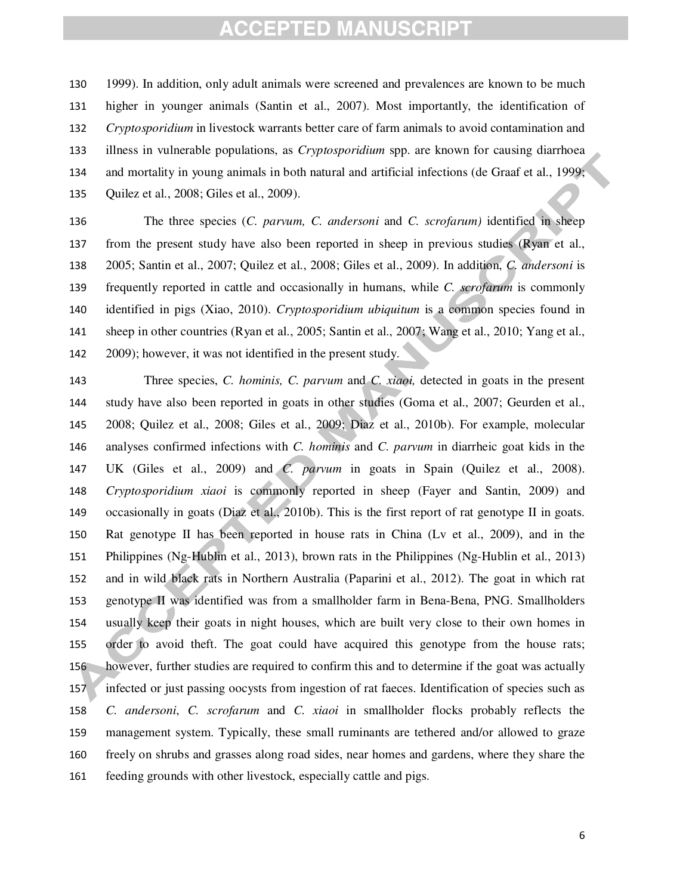1999). In addition, only adult animals were screened and prevalences are known to be much higher in younger animals (Santin et al., 2007). Most importantly, the identification of *Cryptosporidium* in livestock warrants better care of farm animals to avoid contamination and illness in vulnerable populations, as *Cryptosporidium* spp. are known for causing diarrhoea and mortality in young animals in both natural and artificial infections (de Graaf et al., 1999; Quilez et al., 2008; Giles et al., 2009).

The three species (*C. parvum, C. andersoni* and *C. scrofarum)* identified in sheep from the present study have also been reported in sheep in previous studies (Ryan et al., 2005; Santin et al., 2007; Quilez et al., 2008; Giles et al., 2009). In addition, *C. andersoni* is frequently reported in cattle and occasionally in humans, while *C. scrofarum* is commonly identified in pigs (Xiao, 2010). *Cryptosporidium ubiquitum* is a common species found in sheep in other countries (Ryan et al., 2005; Santin et al., 2007; Wang et al., 2010; Yang et al., 2009); however, it was not identified in the present study.

Three species, *C. hominis, C. parvum* and *C. xiaoi,* detected in goats in the present study have also been reported in goats in other studies (Goma et al., 2007; Geurden et al., 2008; Quilez et al., 2008; Giles et al., 2009; Diaz et al., 2010b). For example, molecular analyses confirmed infections with *C. hominis* and *C. parvum* in diarrheic goat kids in the UK (Giles et al., 2009) and *C. parvum* in goats in Spain (Quilez et al., 2008). *Cryptosporidium xiaoi* is commonly reported in sheep (Fayer and Santin, 2009) and occasionally in goats (Diaz et al., 2010b). This is the first report of rat genotype II in goats. Rat genotype II has been reported in house rats in China (Lv et al., 2009), and in the Philippines (Ng-Hublin et al., 2013), brown rats in the Philippines (Ng-Hublin et al., 2013) and in wild black rats in Northern Australia (Paparini et al., 2012). The goat in which rat genotype II was identified was from a smallholder farm in Bena-Bena, PNG. Smallholders usually keep their goats in night houses, which are built very close to their own homes in order to avoid theft. The goat could have acquired this genotype from the house rats; however, further studies are required to confirm this and to determine if the goat was actually infected or just passing oocysts from ingestion of rat faeces. Identification of species such as *C. andersoni*, *C. scrofarum* and *C. xiaoi* in smallholder flocks probably reflects the management system. Typically, these small ruminants are tethered and/or allowed to graze freely on shrubs and grasses along road sides, near homes and gardens, where they share the feeding grounds with other livestock, especially cattle and pigs.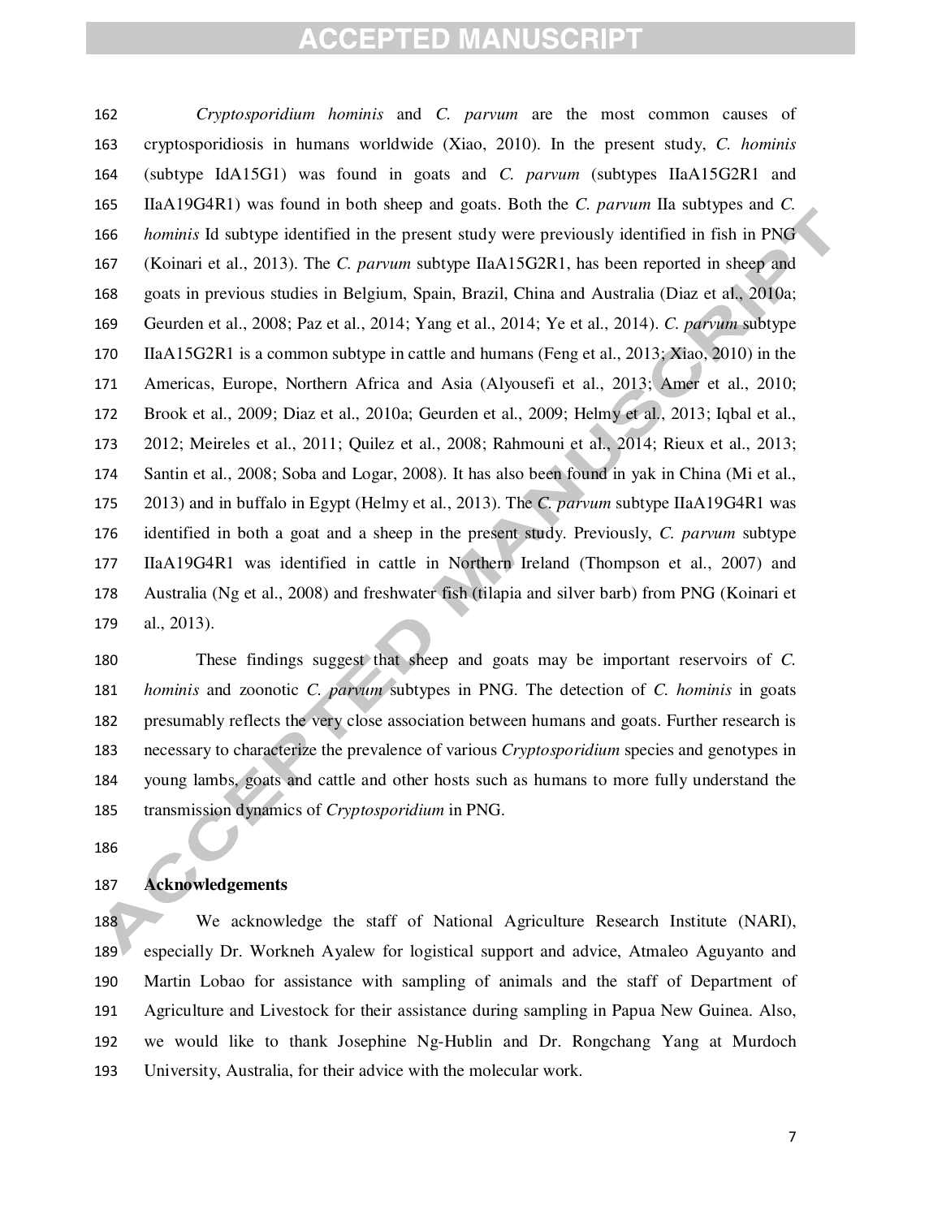*Cryptosporidium hominis* and *C. parvum* are the most common causes of cryptosporidiosis in humans worldwide (Xiao, 2010). In the present study, *C. hominis* (subtype IdA15G1) was found in goats and *C. parvum* (subtypes IIaA15G2R1 and IIaA19G4R1) was found in both sheep and goats. Both the *C. parvum* IIa subtypes and *C. hominis* Id subtype identified in the present study were previously identified in fish in PNG (Koinari et al., 2013). The *C. parvum* subtype IIaA15G2R1, has been reported in sheep and goats in previous studies in Belgium, Spain, Brazil, China and Australia (Diaz et al., 2010a; Geurden et al., 2008; Paz et al., 2014; Yang et al., 2014; Ye et al., 2014). *C. parvum* subtype IIaA15G2R1 is a common subtype in cattle and humans (Feng et al., 2013; Xiao, 2010) in the Americas, Europe, Northern Africa and Asia (Alyousefi et al., 2013; Amer et al., 2010; Brook et al., 2009; Diaz et al., 2010a; Geurden et al., 2009; Helmy et al., 2013; Iqbal et al., 2012; Meireles et al., 2011; Quilez et al., 2008; Rahmouni et al., 2014; Rieux et al., 2013; Santin et al., 2008; Soba and Logar, 2008). It has also been found in yak in China (Mi et al., 2013) and in buffalo in Egypt (Helmy et al., 2013). The *C. parvum* subtype IIaA19G4R1 was identified in both a goat and a sheep in the present study. Previously, *C. parvum* subtype IIaA19G4R1 was identified in cattle in Northern Ireland (Thompson et al., 2007) and Australia (Ng et al., 2008) and freshwater fish (tilapia and silver barb) from PNG (Koinari et al., 2013).

These findings suggest that sheep and goats may be important reservoirs of *C. hominis* and zoonotic *C. parvum* subtypes in PNG. The detection of *C. hominis* in goats presumably reflects the very close association between humans and goats. Further research is necessary to characterize the prevalence of various *Cryptosporidium* species and genotypes in young lambs, goats and cattle and other hosts such as humans to more fully understand the transmission dynamics of *Cryptosporidium* in PNG.

## Acknowledgements

We acknowledge the staff of National Agriculture Research Institute (NARI), especially Dr. Workneh Ayalew for logistical support and advice, Atmaleo Aguyanto and Martin Lobao for assistance with sampling of animals and the staff of Department of Agriculture and Livestock for their assistance during sampling in Papua New Guinea. Also, we would like to thank Josephine Ng-Hublin and Dr. Rongchang Yang at Murdoch University, Australia, for their advice with the molecular work.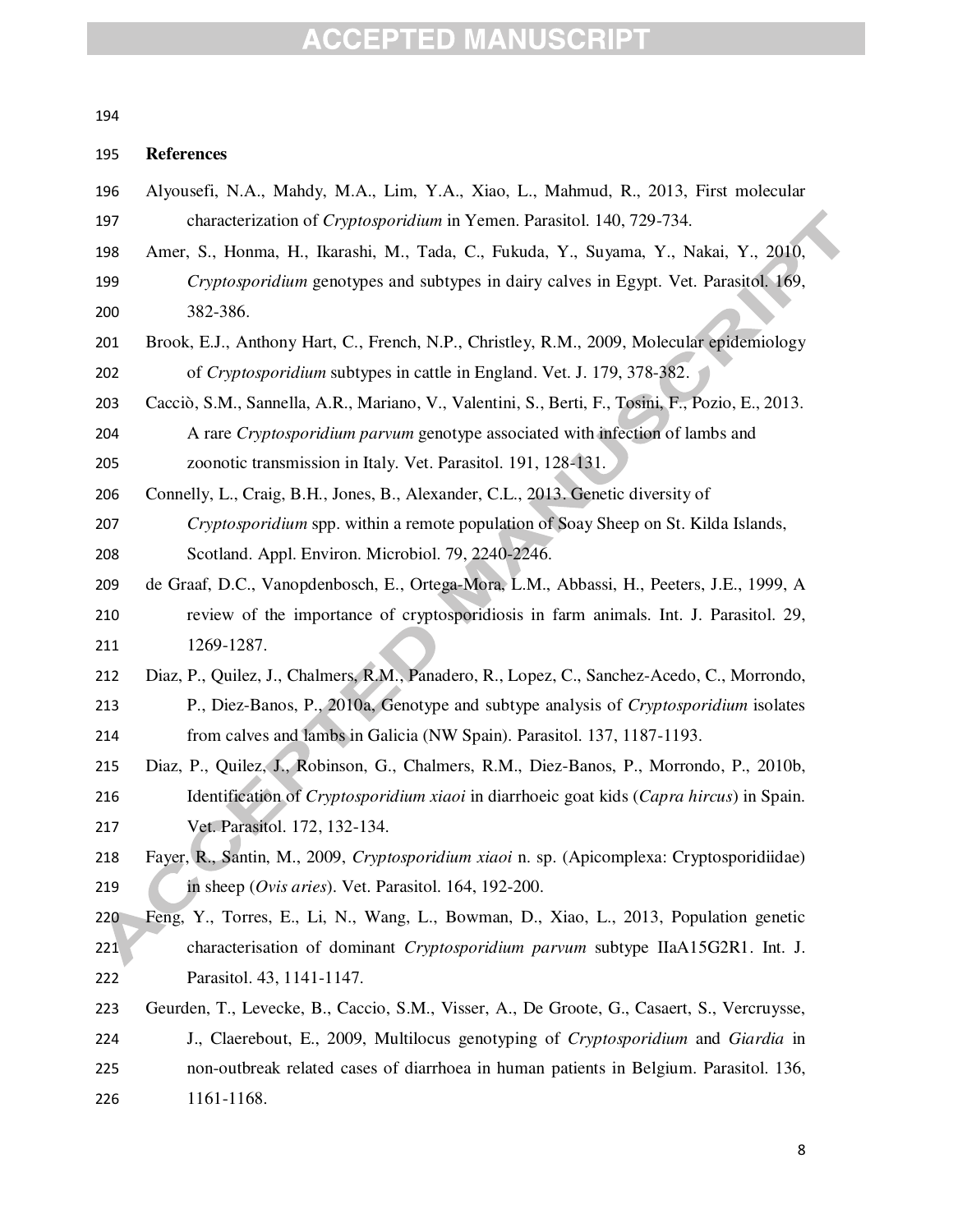## References

Alyousefi, N.A., Mahdy, M.A., Lim, Y.A., Xiao, L., Mahmud, R., 2013, First molecular characterization of *Cryptosporidium* in Yemen. Parasitol. 140, 729-734.

Amer, S., Honma, H., Ikarashi, M., Tada, C., Fukuda, Y., Suyama, Y., Nakai, Y., 2010, *Cryptosporidium* genotypes and subtypes in dairy calves in Egypt. Vet. Parasitol. 169, 382-386.

Brook, E.J., Anthony Hart, C., French, N.P., Christley, R.M., 2009, Molecular epidemiology of *Cryptosporidium* subtypes in cattle in England. Vet. J. 179, 378-382.

Cacciò, S.M., Sannella, A.R., Mariano, V., Valentini, S., Berti, F., Tosini, F., Pozio, E., 2013. A rare *Cryptosporidium parvum* genotype associated with infection of lambs and zoonotic transmission in Italy. Vet. Parasitol. 191, 128-131.

Connelly, L., Craig, B.H., Jones, B., Alexander, C.L., 2013. Genetic diversity of *Cryptosporidium* spp. within a remote population of Soay Sheep on St. Kilda Islands, Scotland. Appl. Environ. Microbiol. 79, 2240-2246.

de Graaf, D.C., Vanopdenbosch, E., Ortega-Mora, L.M., Abbassi, H., Peeters, J.E., 1999, A review of the importance of cryptosporidiosis in farm animals. Int. J. Parasitol. 29, 1269-1287.

Diaz, P., Quilez, J., Chalmers, R.M., Panadero, R., Lopez, C., Sanchez-Acedo, C., Morrondo, P., Diez-Banos, P., 2010a, Genotype and subtype analysis of *Cryptosporidium* isolates from calves and lambs in Galicia (NW Spain). Parasitol. 137, 1187-1193.

Diaz, P., Quilez, J., Robinson, G., Chalmers, R.M., Diez-Banos, P., Morrondo, P., 2010b, Identification of *Cryptosporidium xiaoi* in diarrhoeic goat kids (*Capra hircus*) in Spain. Vet. Parasitol. 172, 132-134.

Fayer, R., Santin, M., 2009, *Cryptosporidium xiaoi* n. sp. (Apicomplexa: Cryptosporidiidae) in sheep (*Ovis aries*). Vet. Parasitol. 164, 192-200.

Feng, Y., Torres, E., Li, N., Wang, L., Bowman, D., Xiao, L., 2013, Population genetic characterisation of dominant *Cryptosporidium parvum* subtype IIaA15G2R1. Int. J. Parasitol. 43, 1141-1147.

Geurden, T., Levecke, B., Caccio, S.M., Visser, A., De Groote, G., Casaert, S., Vercruysse, J., Claerebout, E., 2009, Multilocus genotyping of *Cryptosporidium* and *Giardia* in non-outbreak related cases of diarrhoea in human patients in Belgium. Parasitol. 136, 1161-1168.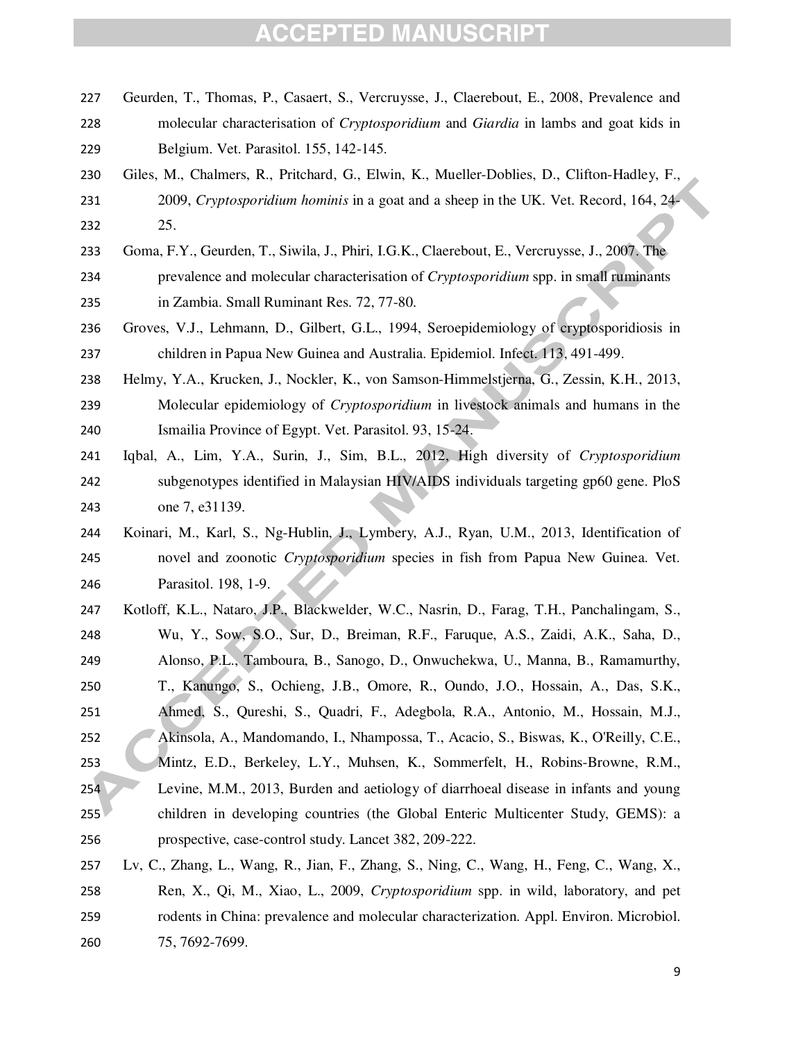Geurden, T., Thomas, P., Casaert, S., Vercruysse, J., Claerebout, E., 2008, Prevalence and molecular characterisation of *Cryptosporidium* and *Giardia* in lambs and goat kids in Belgium. Vet. Parasitol. 155, 142-145.

Giles, M., Chalmers, R., Pritchard, G., Elwin, K., Mueller-Doblies, D., Clifton-Hadley, F., 2009, *Cryptosporidium hominis* in a goat and a sheep in the UK. Vet. Record, 164, 24-25.

Goma, F.Y., Geurden, T., Siwila, J., Phiri, I.G.K., Claerebout, E., Vercruysse, J., 2007. The prevalence and molecular characterisation of *Cryptosporidium* spp. in small ruminants in Zambia. Small Ruminant Res. 72, 77-80.

Groves, V.J., Lehmann, D., Gilbert, G.L., 1994, Seroepidemiology of cryptosporidiosis in children in Papua New Guinea and Australia. Epidemiol. Infect. 113, 491-499.

Helmy, Y.A., Krucken, J., Nockler, K., von Samson-Himmelstjerna, G., Zessin, K.H., 2013, Molecular epidemiology of *Cryptosporidium* in livestock animals and humans in the Ismailia Province of Egypt. Vet. Parasitol. 93, 15-24.

Iqbal, A., Lim, Y.A., Surin, J., Sim, B.L., 2012, High diversity of *Cryptosporidium* subgenotypes identified in Malaysian HIV/AIDS individuals targeting gp60 gene. PloS one 7, e31139.

Koinari, M., Karl, S., Ng-Hublin, J., Lymbery, A.J., Ryan, U.M., 2013, Identification of novel and zoonotic *Cryptosporidium* species in fish from Papua New Guinea. Vet. Parasitol. 198, 1-9.

Kotloff, K.L., Nataro, J.P., Blackwelder, W.C., Nasrin, D., Farag, T.H., Panchalingam, S., Wu, Y., Sow, S.O., Sur, D., Breiman, R.F., Faruque, A.S., Zaidi, A.K., Saha, D., Alonso, P.L., Tamboura, B., Sanogo, D., Onwuchekwa, U., Manna, B., Ramamurthy, T., Kanungo, S., Ochieng, J.B., Omore, R., Oundo, J.O., Hossain, A., Das, S.K., Ahmed, S., Qureshi, S., Quadri, F., Adegbola, R.A., Antonio, M., Hossain, M.J., Akinsola, A., Mandomando, I., Nhampossa, T., Acacio, S., Biswas, K., O'Reilly, C.E., Mintz, E.D., Berkeley, L.Y., Muhsen, K., Sommerfelt, H., Robins-Browne, R.M., Levine, M.M., 2013, Burden and aetiology of diarrhoeal disease in infants and young children in developing countries (the Global Enteric Multicenter Study, GEMS): a prospective, case-control study. Lancet 382, 209-222.

Lv, C., Zhang, L., Wang, R., Jian, F., Zhang, S., Ning, C., Wang, H., Feng, C., Wang, X., Ren, X., Qi, M., Xiao, L., 2009, *Cryptosporidium* spp. in wild, laboratory, and pet rodents in China: prevalence and molecular characterization. Appl. Environ. Microbiol. 75, 7692-7699.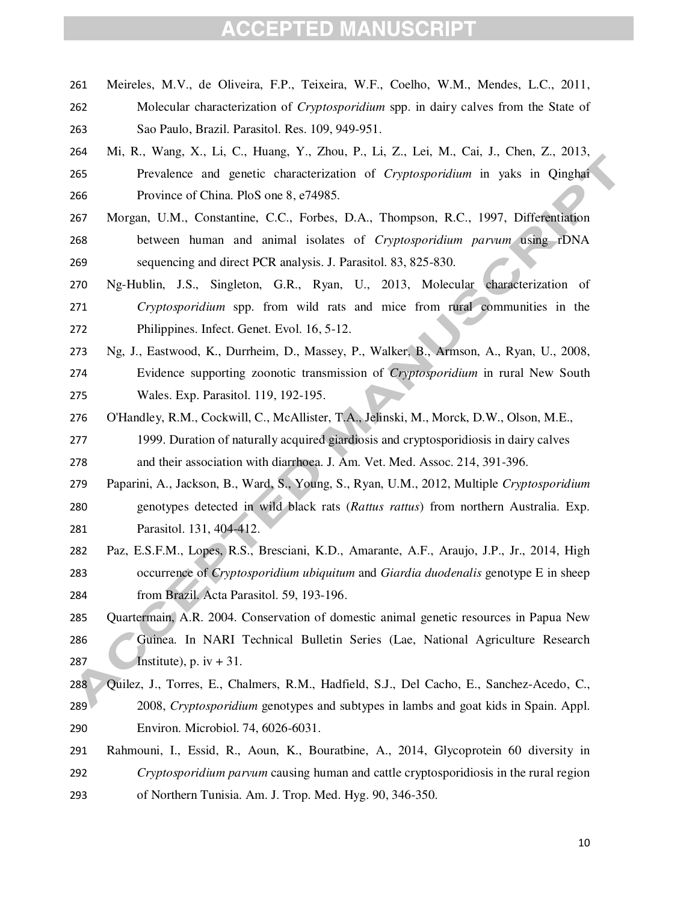Meireles, M.V., de Oliveira, F.P., Teixeira, W.F., Coelho, W.M., Mendes, L.C., 2011, Molecular characterization of *Cryptosporidium* spp. in dairy calves from the State of Sao Paulo, Brazil. Parasitol. Res. 109, 949-951.

Mi, R., Wang, X., Li, C., Huang, Y., Zhou, P., Li, Z., Lei, M., Cai, J., Chen, Z., 2013, Prevalence and genetic characterization of *Cryptosporidium* in yaks in Qinghai Province of China. PloS one 8, e74985.

Morgan, U.M., Constantine, C.C., Forbes, D.A., Thompson, R.C., 1997, Differentiation between human and animal isolates of *Cryptosporidium parvum* using rDNA sequencing and direct PCR analysis. J. Parasitol. 83, 825-830.

Ng-Hublin, J.S., Singleton, G.R., Ryan, U., 2013, Molecular characterization of *Cryptosporidium* spp. from wild rats and mice from rural communities in the Philippines. Infect. Genet. Evol. 16, 5-12.

Ng, J., Eastwood, K., Durrheim, D., Massey, P., Walker, B., Armson, A., Ryan, U., 2008, Evidence supporting zoonotic transmission of *Cryptosporidium* in rural New South Wales. Exp. Parasitol. 119, 192-195.

O'Handley, R.M., Cockwill, C., McAllister, T.A., Jelinski, M., Morck, D.W., Olson, M.E., 1999. Duration of naturally acquired giardiosis and cryptosporidiosis in dairy calves and their association with diarrhoea. J. Am. Vet. Med. Assoc. 214, 391-396.

Paparini, A., Jackson, B., Ward, S., Young, S., Ryan, U.M., 2012, Multiple *Cryptosporidium* genotypes detected in wild black rats (*Rattus rattus*) from northern Australia. Exp. Parasitol. 131, 404-412.

Paz, E.S.F.M., Lopes, R.S., Bresciani, K.D., Amarante, A.F., Araujo, J.P., Jr., 2014, High occurrence of *Cryptosporidium ubiquitum* and *Giardia duodenalis* genotype E in sheep from Brazil. Acta Parasitol. 59, 193-196.

Quartermain, A.R. 2004. Conservation of domestic animal genetic resources in Papua New Guinea. In NARI Technical Bulletin Series (Lae, National Agriculture Research Institute), p. iv + 31.

Quilez, J., Torres, E., Chalmers, R.M., Hadfield, S.J., Del Cacho, E., Sanchez-Acedo, C., 2008, *Cryptosporidium* genotypes and subtypes in lambs and goat kids in Spain. Appl. Environ. Microbiol. 74, 6026-6031.

Rahmouni, I., Essid, R., Aoun, K., Bouratbine, A., 2014, Glycoprotein 60 diversity in *Cryptosporidium parvum* causing human and cattle cryptosporidiosis in the rural region of Northern Tunisia. Am. J. Trop. Med. Hyg. 90, 346-350.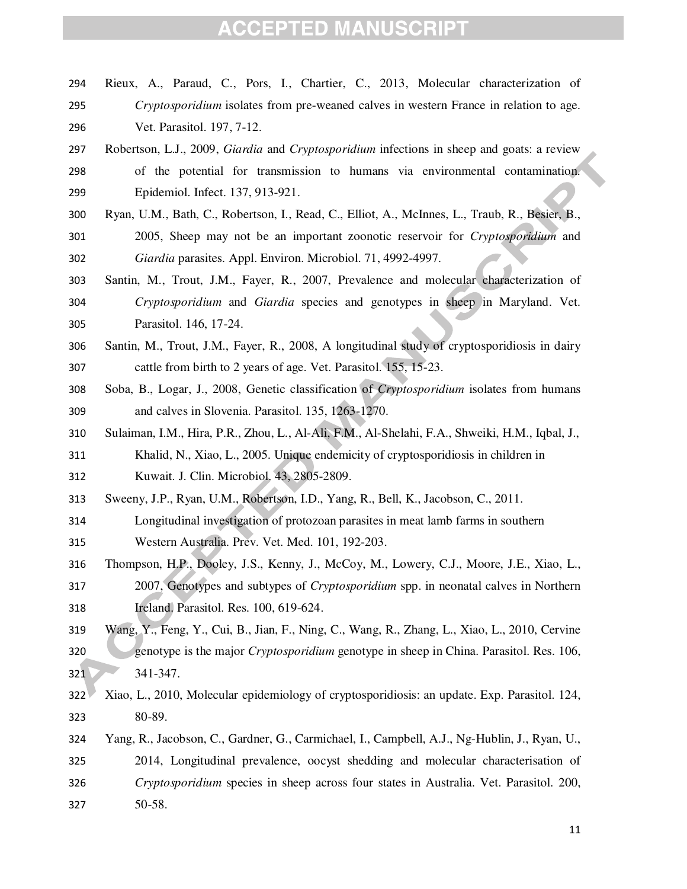Rieux, A., Paraud, C., Pors, I., Chartier, C., 2013, Molecular characterization of *Cryptosporidium* isolates from pre-weaned calves in western France in relation to age. Vet. Parasitol. 197, 7-12.

Robertson, L.J., 2009, *Giardia* and *Cryptosporidium* infections in sheep and goats: a review of the potential for transmission to humans via environmental contamination. Epidemiol. Infect. 137, 913-921.

Ryan, U.M., Bath, C., Robertson, I., Read, C., Elliot, A., McInnes, L., Traub, R., Besier, B., 2005, Sheep may not be an important zoonotic reservoir for *Cryptosporidium* and *Giardia* parasites. Appl. Environ. Microbiol. 71, 4992-4997.

Santin, M., Trout, J.M., Fayer, R., 2007, Prevalence and molecular characterization of *Cryptosporidium* and *Giardia* species and genotypes in sheep in Maryland. Vet. Parasitol. 146, 17-24.

Santin, M., Trout, J.M., Fayer, R., 2008, A longitudinal study of cryptosporidiosis in dairy cattle from birth to 2 years of age. Vet. Parasitol. 155, 15-23.

Soba, B., Logar, J., 2008, Genetic classification of *Cryptosporidium* isolates from humans and calves in Slovenia. Parasitol. 135, 1263-1270.

Sulaiman, I.M., Hira, P.R., Zhou, L., Al-Ali, F.M., Al-Shelahi, F.A., Shweiki, H.M., Iqbal, J., Khalid, N., Xiao, L., 2005. Unique endemicity of cryptosporidiosis in children in Kuwait. J. Clin. Microbiol. 43, 2805-2809.

Sweeny, J.P., Ryan, U.M., Robertson, I.D., Yang, R., Bell, K., Jacobson, C., 2011. Longitudinal investigation of protozoan parasites in meat lamb farms in southern Western Australia. Prev. Vet. Med. 101, 192-203.

Thompson, H.P., Dooley, J.S., Kenny, J., McCoy, M., Lowery, C.J., Moore, J.E., Xiao, L., 2007, Genotypes and subtypes of *Cryptosporidium* spp. in neonatal calves in Northern Ireland. Parasitol. Res. 100, 619-624.

Wang, Y., Feng, Y., Cui, B., Jian, F., Ning, C., Wang, R., Zhang, L., Xiao, L., 2010, Cervine genotype is the major *Cryptosporidium* genotype in sheep in China. Parasitol. Res. 106, 341-347.

Xiao, L., 2010, Molecular epidemiology of cryptosporidiosis: an update. Exp. Parasitol. 124, 80-89.

Yang, R., Jacobson, C., Gardner, G., Carmichael, I., Campbell, A.J., Ng-Hublin, J., Ryan, U., 2014, Longitudinal prevalence, oocyst shedding and molecular characterisation of *Cryptosporidium* species in sheep across four states in Australia. Vet. Parasitol. 200, 50-58.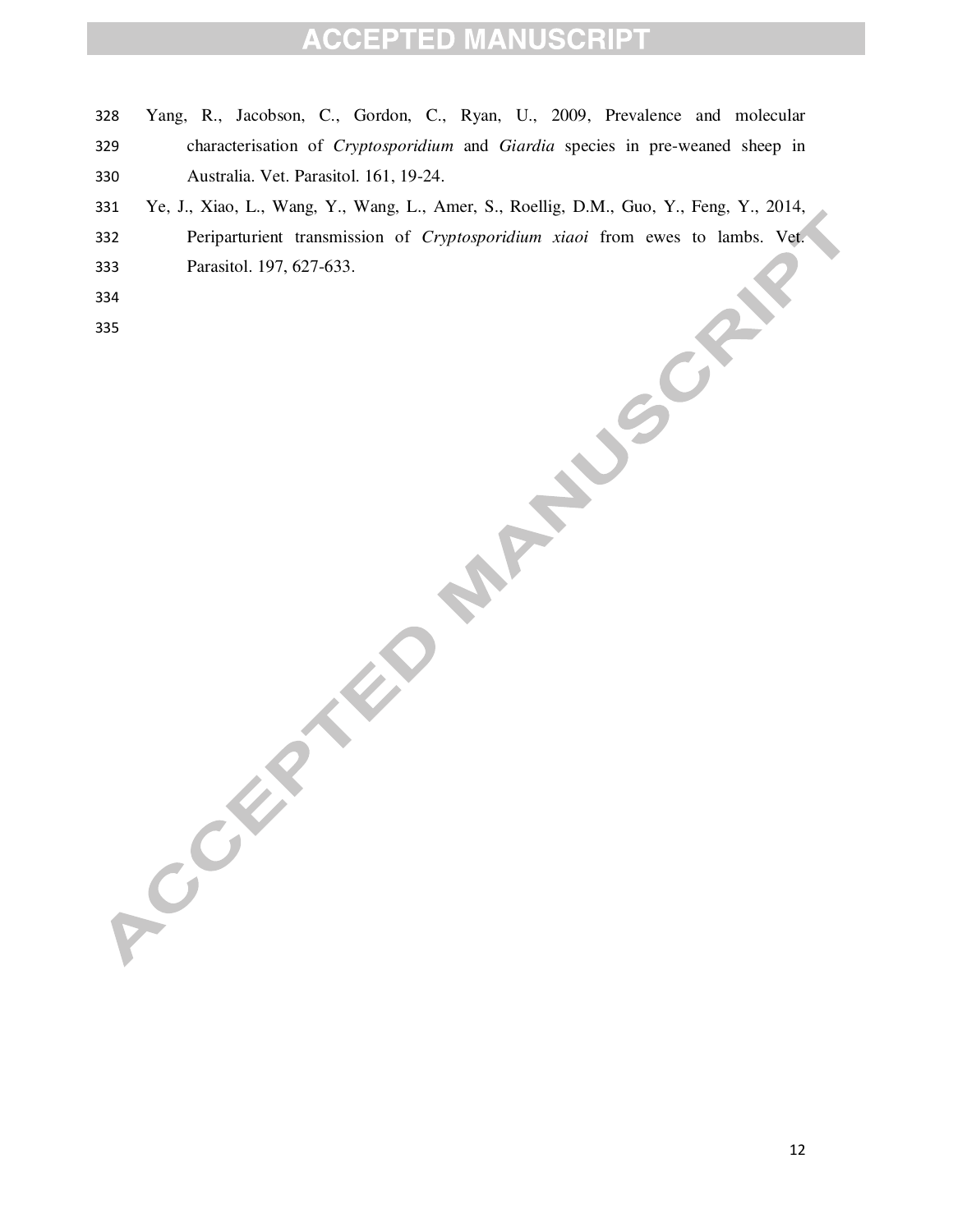Yang, R., Jacobson, C., Gordon, C., Ryan, U., 2009, Prevalence and molecular characterisation of *Cryptosporidium* and *Giardia* species in pre-weaned sheep in Australia. Vet. Parasitol. 161, 19-24.

Ye, J., Xiao, L., Wang, Y., Wang, L., Amer, S., Roellig, D.M., Guo, Y., Feng, Y., 2014, Periparturient transmission of *Cryptosporidium xiaoi* from ewes to lambs. Vet. Parasitol. 197, 627-633.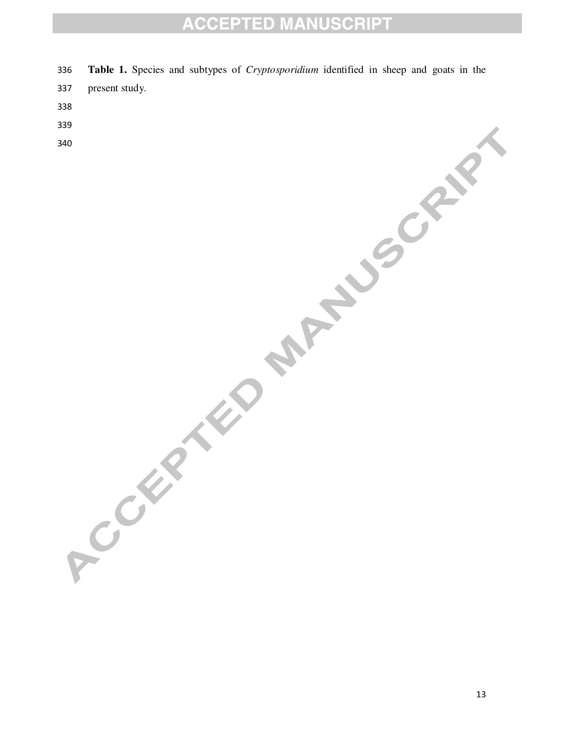**Table 1.** Species and subtypes of *Cryptosporidium* identified in sheep and goats in the present study.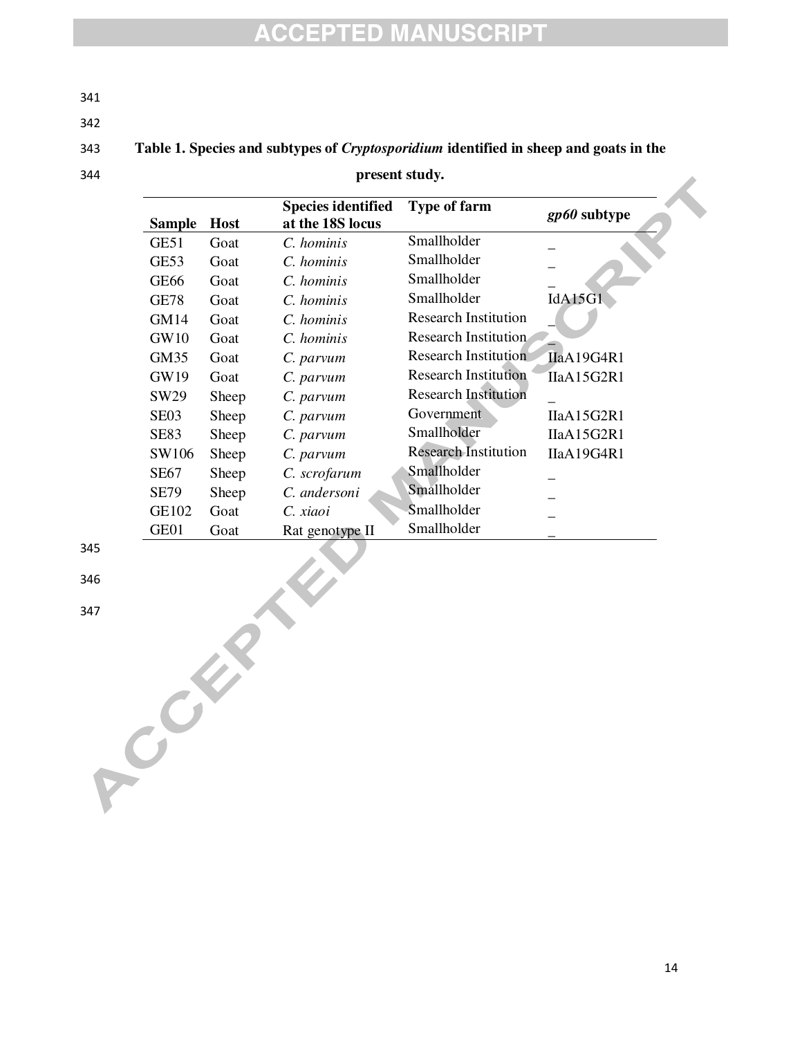**Table 1. Species and subtypes of *Cryptosporidium* identified in sheep and goats in the present study.**

| Sample | Host | Species identified at the 18S locus | Type of farm | *gp60* subtype |
|---|---|---|---|---|
| GE51 | Goat | *C. hominis* | Smallholder | _ |
| GE53 | Goat | *C. hominis* | Smallholder | _ |
| GE66 | Goat | *C. hominis* | Smallholder | _ |
| GE78 | Goat | *C. hominis* | Smallholder | IdA15G1 |
| GM14 | Goat | *C. hominis* | Research Institution | _ |
| GW10 | Goat | *C. hominis* | Research Institution | _ |
| GM35 | Goat | *C. parvum* | Research Institution | IIaA19G4R1 |
| GW19 | Goat | *C. parvum* | Research Institution | IIaA15G2R1 |
| SW29 | Sheep | *C. parvum* | Research Institution | _ |
| SE03 | Sheep | *C. parvum* | Government | IIaA15G2R1 |
| SE83 | Sheep | *C. parvum* | Smallholder | IIaA15G2R1 |
| SW106 | Sheep | *C. parvum* | Research Institution | IIaA19G4R1 |
| SE67 | Sheep | *C. scrofarum* | Smallholder | _ |
| SE79 | Sheep | *C. andersoni* | Smallholder | _ |
| GE102 | Goat | *C. xiaoi* | Smallholder | _ |
| GE01 | Goat | Rat genotype II | Smallholder | _ |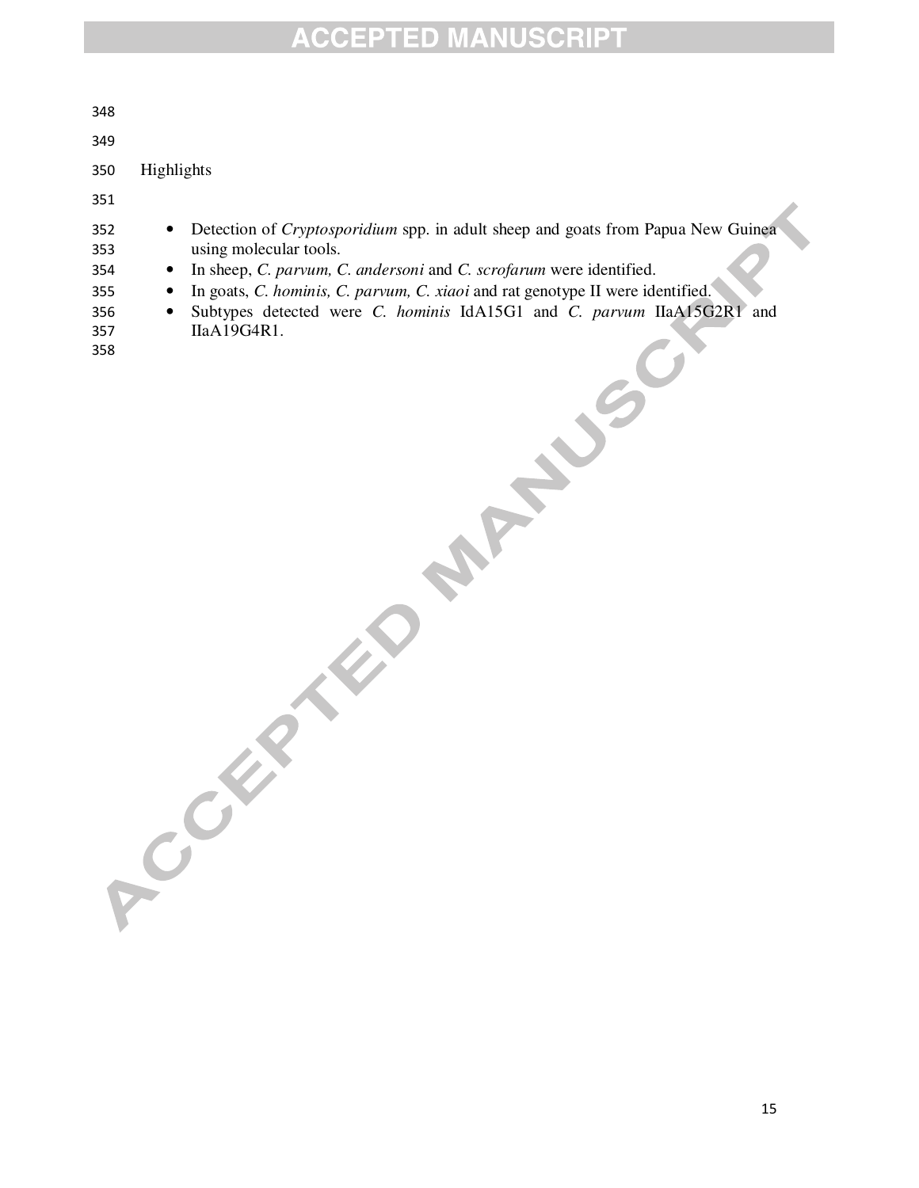## Highlights

- Detection of *Cryptosporidium* spp. in adult sheep and goats from Papua New Guinea using molecular tools.
- In sheep, *C. parvum, C. andersoni* and *C. scrofarum* were identified.
- In goats, *C. hominis, C. parvum, C. xiaoi* and rat genotype II were identified.
- Subtypes detected were *C. hominis* IdA15G1 and *C. parvum* IIaA15G2R1 and IIaA19G4R1.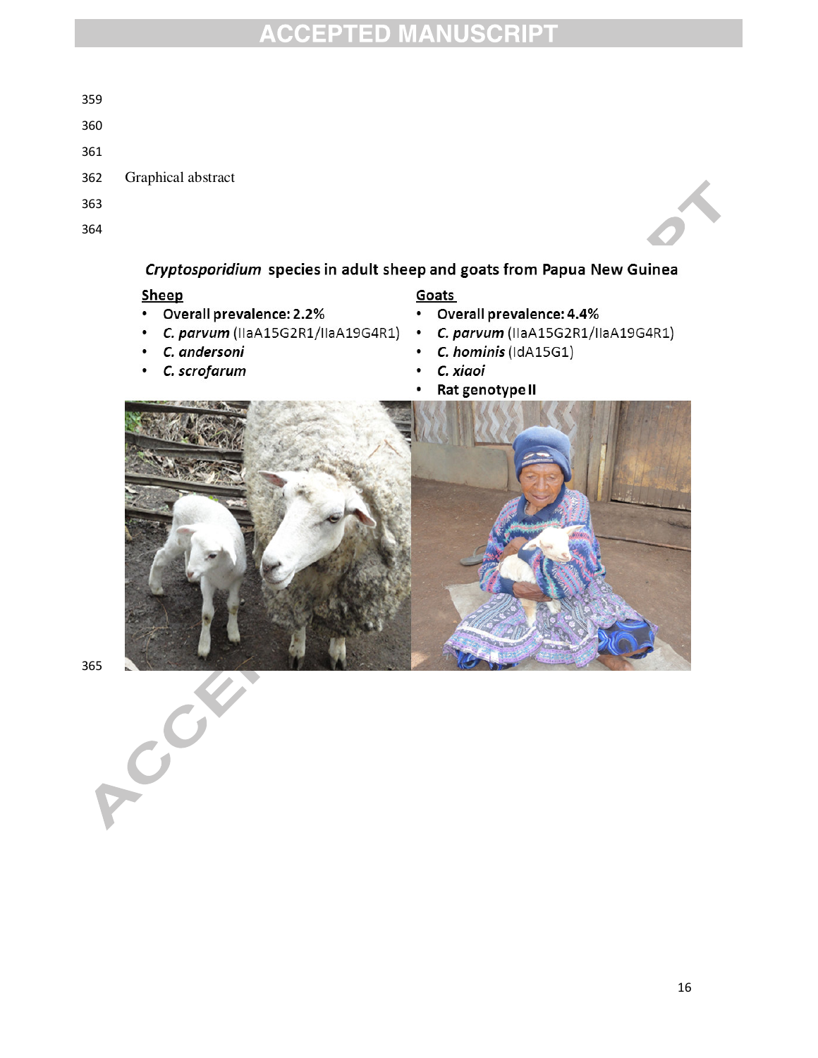Graphical abstract

***Cryptosporidium* species in adult sheep and goats from Papua New Guinea**

**Sheep**

- **Overall prevalence: 2.2%**
- ***C. parvum*** (IIaA15G2R1/IIaA19G4R1)
- ***C. andersoni***
- ***C. scrofarum***

**Goats**

- **Overall prevalence: 4.4%**
- ***C. parvum*** (IIaA15G2R1/IIaA19G4R1)
- ***C. hominis*** (IdA15G1)
- ***C. xiaoi***
- **Rat genotype II**